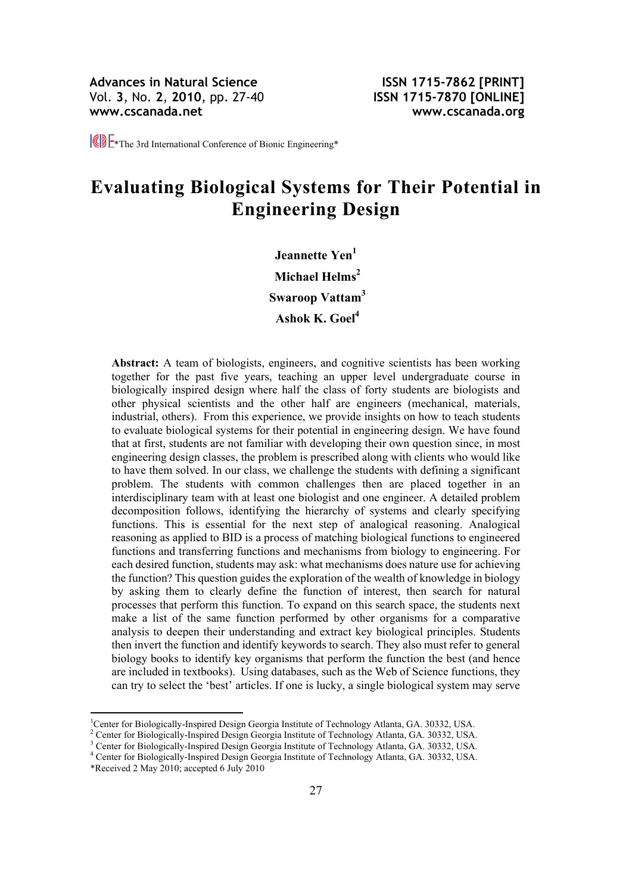*The 3rd International Conference of Bionic Engineering*

# Evaluating Biological Systems for Their Potential in Engineering Design

**Jeannette Yen**[1]
**Michael Helms**[2]
**Swaroop Vattam**[3]
**Ashok K. Goel**[4]

**Abstract:** A team of biologists, engineers, and cognitive scientists has been working together for the past five years, teaching an upper level undergraduate course in biologically inspired design where half the class of forty students are biologists and other physical scientists and the other half are engineers (mechanical, materials, industrial, others). From this experience, we provide insights on how to teach students to evaluate biological systems for their potential in engineering design. We have found that at first, students are not familiar with developing their own question since, in most engineering design classes, the problem is prescribed along with clients who would like to have them solved. In our class, we challenge the students with defining a significant problem. The students with common challenges then are placed together in an interdisciplinary team with at least one biologist and one engineer. A detailed problem decomposition follows, identifying the hierarchy of systems and clearly specifying functions. This is essential for the next step of analogical reasoning. Analogical reasoning as applied to BID is a process of matching biological functions to engineered functions and transferring functions and mechanisms from biology to engineering. For each desired function, students may ask: what mechanisms does nature use for achieving the function? This question guides the exploration of the wealth of knowledge in biology by asking them to clearly define the function of interest, then search for natural processes that perform this function. To expand on this search space, the students next make a list of the same function performed by other organisms for a comparative analysis to deepen their understanding and extract key biological principles. Students then invert the function and identify keywords to search. They also must refer to general biology books to identify key organisms that perform the function the best (and hence are included in textbooks). Using databases, such as the Web of Science functions, they can try to select the 'best' articles. If one is lucky, a single biological system may serve

---

[1] Center for Biologically-Inspired Design Georgia Institute of Technology Atlanta, GA. 30332, USA.
[2] Center for Biologically-Inspired Design Georgia Institute of Technology Atlanta, GA. 30332, USA.
[3] Center for Biologically-Inspired Design Georgia Institute of Technology Atlanta, GA. 30332, USA.
[4] Center for Biologically-Inspired Design Georgia Institute of Technology Atlanta, GA. 30332, USA.

*Received 2 May 2010; accepted 6 July 2010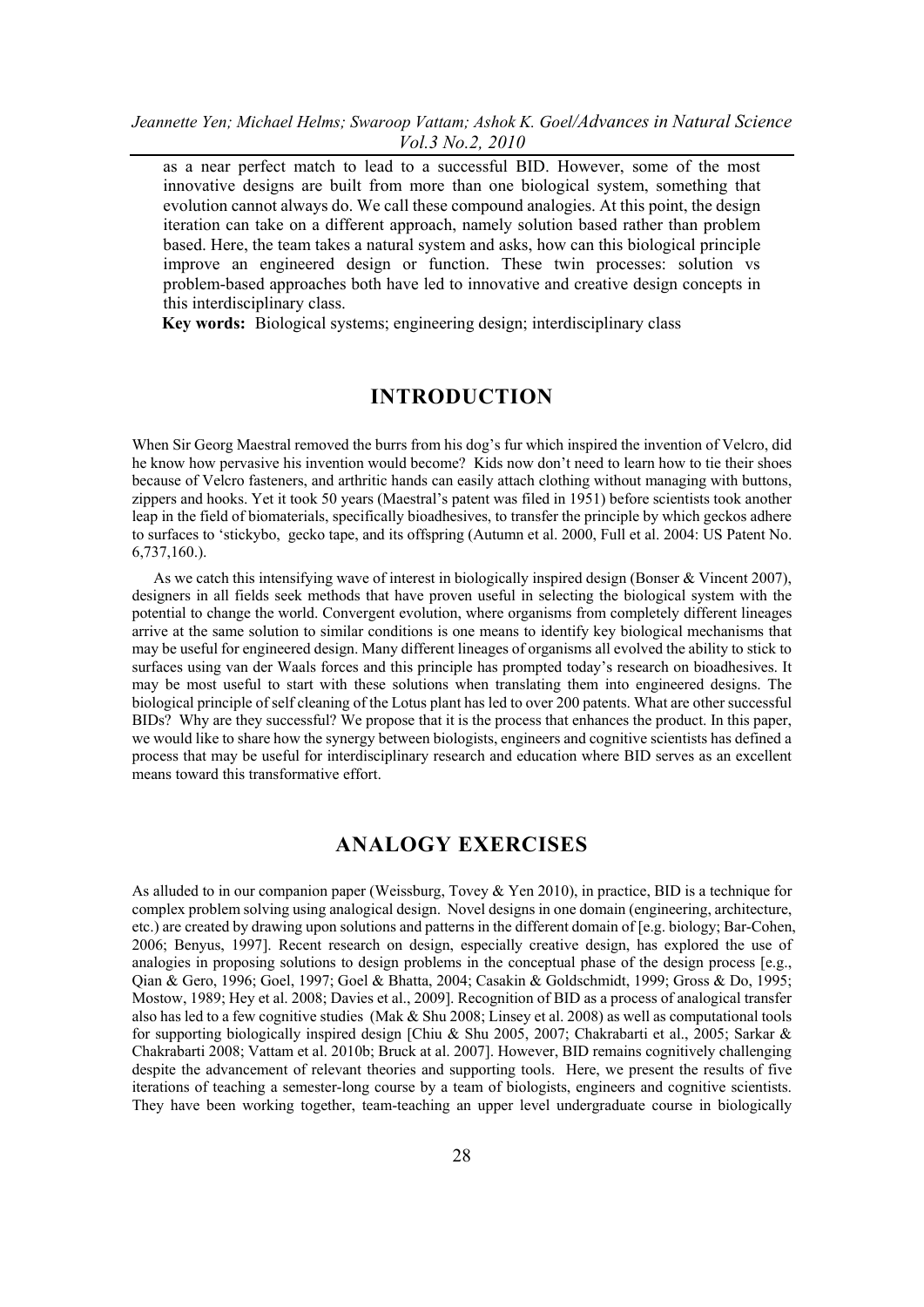as a near perfect match to lead to a successful BID. However, some of the most innovative designs are built from more than one biological system, something that evolution cannot always do. We call these compound analogies. At this point, the design iteration can take on a different approach, namely solution based rather than problem based. Here, the team takes a natural system and asks, how can this biological principle improve an engineered design or function. These twin processes: solution vs problem-based approaches both have led to innovative and creative design concepts in this interdisciplinary class.

**Key words:** Biological systems; engineering design; interdisciplinary class

## INTRODUCTION

When Sir Georg Maestral removed the burrs from his dog's fur which inspired the invention of Velcro, did he know how pervasive his invention would become? Kids now don't need to learn how to tie their shoes because of Velcro fasteners, and arthritic hands can easily attach clothing without managing with buttons, zippers and hooks. Yet it took 50 years (Maestral's patent was filed in 1951) before scientists took another leap in the field of biomaterials, specifically bioadhesives, to transfer the principle by which geckos adhere to surfaces to 'stickybo, gecko tape, and its offspring (Autumn et al. 2000, Full et al. 2004: US Patent No. 6,737,160.).

As we catch this intensifying wave of interest in biologically inspired design (Bonser & Vincent 2007), designers in all fields seek methods that have proven useful in selecting the biological system with the potential to change the world. Convergent evolution, where organisms from completely different lineages arrive at the same solution to similar conditions is one means to identify key biological mechanisms that may be useful for engineered design. Many different lineages of organisms all evolved the ability to stick to surfaces using van der Waals forces and this principle has prompted today's research on bioadhesives. It may be most useful to start with these solutions when translating them into engineered designs. The biological principle of self cleaning of the Lotus plant has led to over 200 patents. What are other successful BIDs? Why are they successful? We propose that it is the process that enhances the product. In this paper, we would like to share how the synergy between biologists, engineers and cognitive scientists has defined a process that may be useful for interdisciplinary research and education where BID serves as an excellent means toward this transformative effort.

## ANALOGY EXERCISES

As alluded to in our companion paper (Weissburg, Tovey & Yen 2010), in practice, BID is a technique for complex problem solving using analogical design. Novel designs in one domain (engineering, architecture, etc.) are created by drawing upon solutions and patterns in the different domain of [e.g. biology; Bar-Cohen, 2006; Benyus, 1997]. Recent research on design, especially creative design, has explored the use of analogies in proposing solutions to design problems in the conceptual phase of the design process [e.g., Qian & Gero, 1996; Goel, 1997; Goel & Bhatta, 2004; Casakin & Goldschmidt, 1999; Gross & Do, 1995; Mostow, 1989; Hey et al. 2008; Davies et al., 2009]. Recognition of BID as a process of analogical transfer also has led to a few cognitive studies (Mak & Shu 2008; Linsey et al. 2008) as well as computational tools for supporting biologically inspired design [Chiu & Shu 2005, 2007; Chakrabarti et al., 2005; Sarkar & Chakrabarti 2008; Vattam et al. 2010b; Bruck at al. 2007]. However, BID remains cognitively challenging despite the advancement of relevant theories and supporting tools. Here, we present the results of five iterations of teaching a semester-long course by a team of biologists, engineers and cognitive scientists. They have been working together, team-teaching an upper level undergraduate course in biologically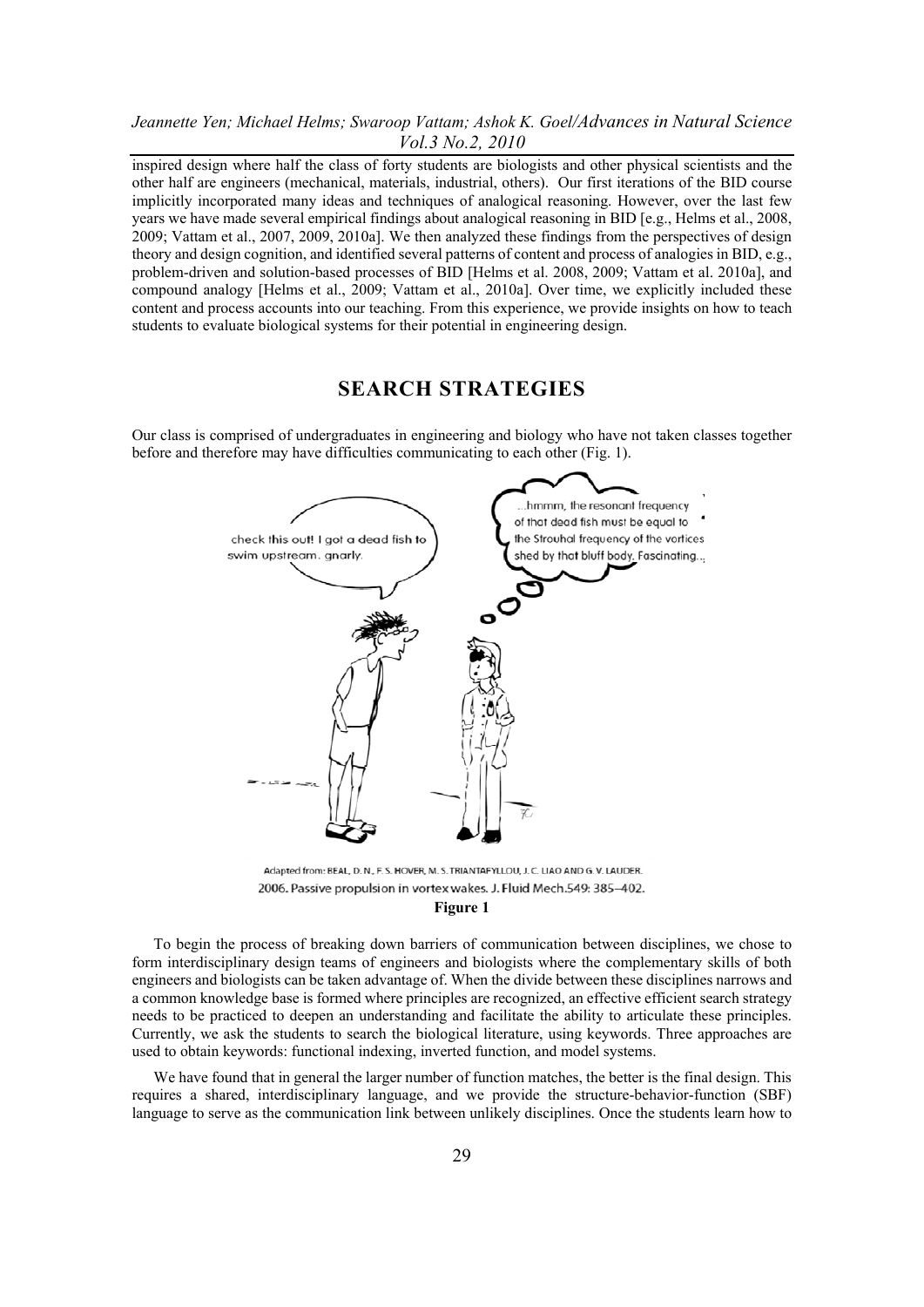inspired design where half the class of forty students are biologists and other physical scientists and the other half are engineers (mechanical, materials, industrial, others). Our first iterations of the BID course implicitly incorporated many ideas and techniques of analogical reasoning. However, over the last few years we have made several empirical findings about analogical reasoning in BID [e.g., Helms et al., 2008, 2009; Vattam et al., 2007, 2009, 2010a]. We then analyzed these findings from the perspectives of design theory and design cognition, and identified several patterns of content and process of analogies in BID, e.g., problem-driven and solution-based processes of BID [Helms et al. 2008, 2009; Vattam et al. 2010a], and compound analogy [Helms et al., 2009; Vattam et al., 2010a]. Over time, we explicitly included these content and process accounts into our teaching. From this experience, we provide insights on how to teach students to evaluate biological systems for their potential in engineering design.

## SEARCH STRATEGIES

Our class is comprised of undergraduates in engineering and biology who have not taken classes together before and therefore may have difficulties communicating to each other (Fig. 1).

Adapted from: BEAL, D. N., F. S. HOVER, M. S. TRIANTAFYLLOU, J. C. LIAO AND G. V. LAUDER. 2006. Passive propulsion in vortex wakes. J. Fluid Mech.549: 385–402.

**Figure 1**

To begin the process of breaking down barriers of communication between disciplines, we chose to form interdisciplinary design teams of engineers and biologists where the complementary skills of both engineers and biologists can be taken advantage of. When the divide between these disciplines narrows and a common knowledge base is formed where principles are recognized, an effective efficient search strategy needs to be practiced to deepen an understanding and facilitate the ability to articulate these principles. Currently, we ask the students to search the biological literature, using keywords. Three approaches are used to obtain keywords: functional indexing, inverted function, and model systems.

We have found that in general the larger number of function matches, the better is the final design. This requires a shared, interdisciplinary language, and we provide the structure-behavior-function (SBF) language to serve as the communication link between unlikely disciplines. Once the students learn how to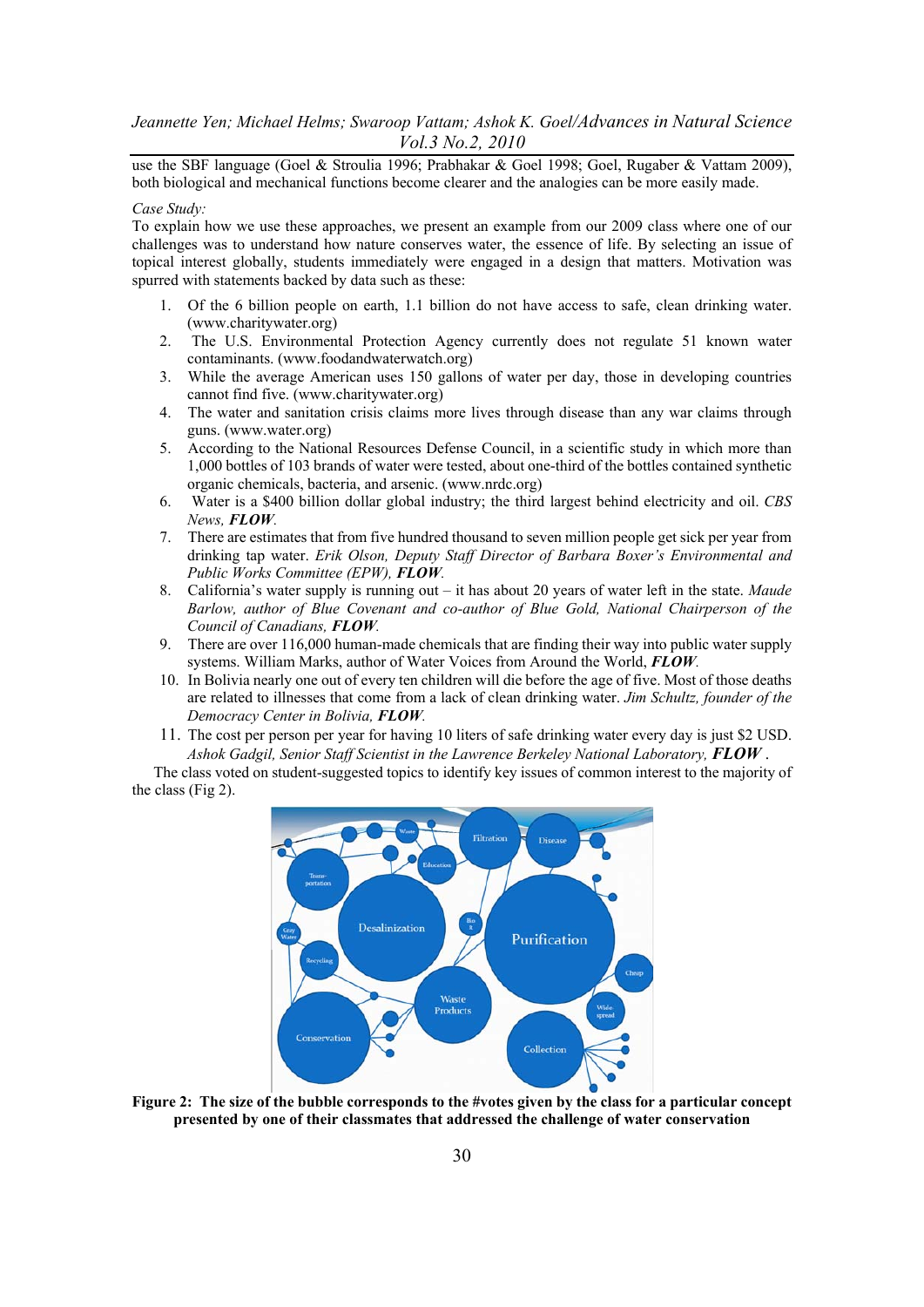use the SBF language (Goel & Stroulia 1996; Prabhakar & Goel 1998; Goel, Rugaber & Vattam 2009), both biological and mechanical functions become clearer and the analogies can be more easily made.

*Case Study:*

To explain how we use these approaches, we present an example from our 2009 class where one of our challenges was to understand how nature conserves water, the essence of life. By selecting an issue of topical interest globally, students immediately were engaged in a design that matters. Motivation was spurred with statements backed by data such as these:

1. Of the 6 billion people on earth, 1.1 billion do not have access to safe, clean drinking water. (www.charitywater.org)
2. The U.S. Environmental Protection Agency currently does not regulate 51 known water contaminants. (www.foodandwaterwatch.org)
3. While the average American uses 150 gallons of water per day, those in developing countries cannot find five. (www.charitywater.org)
4. The water and sanitation crisis claims more lives through disease than any war claims through guns. (www.water.org)
5. According to the Natural Resources Defense Council, in a scientific study in which more than 1,000 bottles of 103 brands of water were tested, about one-third of the bottles contained synthetic organic chemicals, bacteria, and arsenic. (www.nrdc.org)
6. Water is a $400 billion dollar global industry; the third largest behind electricity and oil. *CBS News, **FLOW**.*
7. There are estimates that from five hundred thousand to seven million people get sick per year from drinking tap water. *Erik Olson, Deputy Staff Director of Barbara Boxer's Environmental and Public Works Committee (EPW), **FLOW**.*
8. California's water supply is running out – it has about 20 years of water left in the state. *Maude Barlow, author of Blue Covenant and co-author of Blue Gold, National Chairperson of the Council of Canadians, **FLOW**.*
9. There are over 116,000 human-made chemicals that are finding their way into public water supply systems. William Marks, author of Water Voices from Around the World, ***FLOW**.*
10. In Bolivia nearly one out of every ten children will die before the age of five. Most of those deaths are related to illnesses that come from a lack of clean drinking water. *Jim Schultz, founder of the Democracy Center in Bolivia, **FLOW**.*
11. The cost per person per year for having 10 liters of safe drinking water every day is just $2 USD. *Ashok Gadgil, Senior Staff Scientist in the Lawrence Berkeley National Laboratory, **FLOW**.*

The class voted on student-suggested topics to identify key issues of common interest to the majority of the class (Fig 2).

**Figure 2: The size of the bubble corresponds to the #votes given by the class for a particular concept presented by one of their classmates that addressed the challenge of water conservation**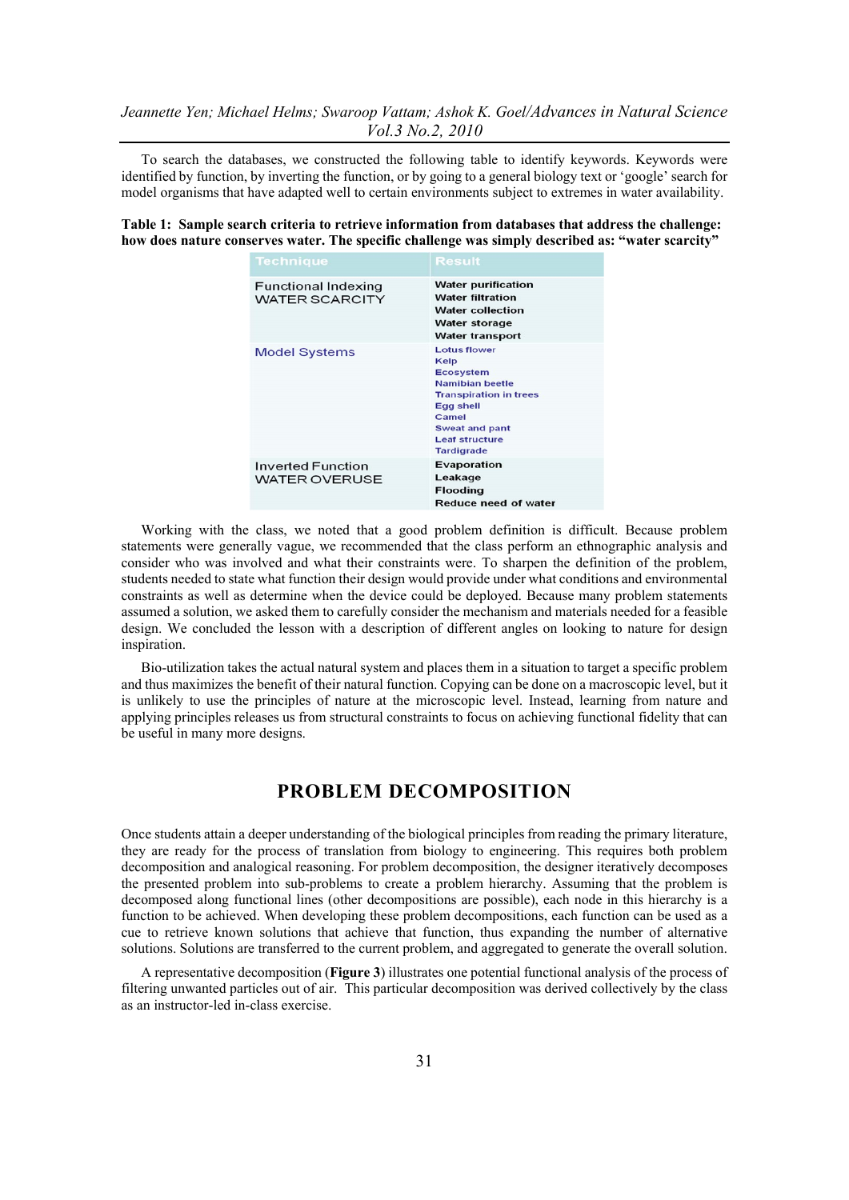To search the databases, we constructed the following table to identify keywords. Keywords were identified by function, by inverting the function, or by going to a general biology text or 'google' search for model organisms that have adapted well to certain environments subject to extremes in water availability.

**Table 1: Sample search criteria to retrieve information from databases that address the challenge: how does nature conserves water. The specific challenge was simply described as: "water scarcity"**

| Technique | Result |
|---|---|
| Functional Indexing<br>WATER SCARCITY | **Water purification**<br>**Water filtration**<br>**Water collection**<br>**Water storage**<br>**Water transport** |
| Model Systems | **Lotus flower**<br>**Kelp**<br>**Ecosystem**<br>**Namibian beetle**<br>**Transpiration in trees**<br>**Egg shell**<br>**Camel**<br>**Sweat and pant**<br>**Leaf structure**<br>**Tardigrade** |
| Inverted Function<br>WATER OVERUSE | **Evaporation**<br>**Leakage**<br>**Flooding**<br>**Reduce need of water** |

Working with the class, we noted that a good problem definition is difficult. Because problem statements were generally vague, we recommended that the class perform an ethnographic analysis and consider who was involved and what their constraints were. To sharpen the definition of the problem, students needed to state what function their design would provide under what conditions and environmental constraints as well as determine when the device could be deployed. Because many problem statements assumed a solution, we asked them to carefully consider the mechanism and materials needed for a feasible design. We concluded the lesson with a description of different angles on looking to nature for design inspiration.

Bio-utilization takes the actual natural system and places them in a situation to target a specific problem and thus maximizes the benefit of their natural function. Copying can be done on a macroscopic level, but it is unlikely to use the principles of nature at the microscopic level. Instead, learning from nature and applying principles releases us from structural constraints to focus on achieving functional fidelity that can be useful in many more designs.

## PROBLEM DECOMPOSITION

Once students attain a deeper understanding of the biological principles from reading the primary literature, they are ready for the process of translation from biology to engineering. This requires both problem decomposition and analogical reasoning. For problem decomposition, the designer iteratively decomposes the presented problem into sub-problems to create a problem hierarchy. Assuming that the problem is decomposed along functional lines (other decompositions are possible), each node in this hierarchy is a function to be achieved. When developing these problem decompositions, each function can be used as a cue to retrieve known solutions that achieve that function, thus expanding the number of alternative solutions. Solutions are transferred to the current problem, and aggregated to generate the overall solution.

A representative decomposition (**Figure 3**) illustrates one potential functional analysis of the process of filtering unwanted particles out of air. This particular decomposition was derived collectively by the class as an instructor-led in-class exercise.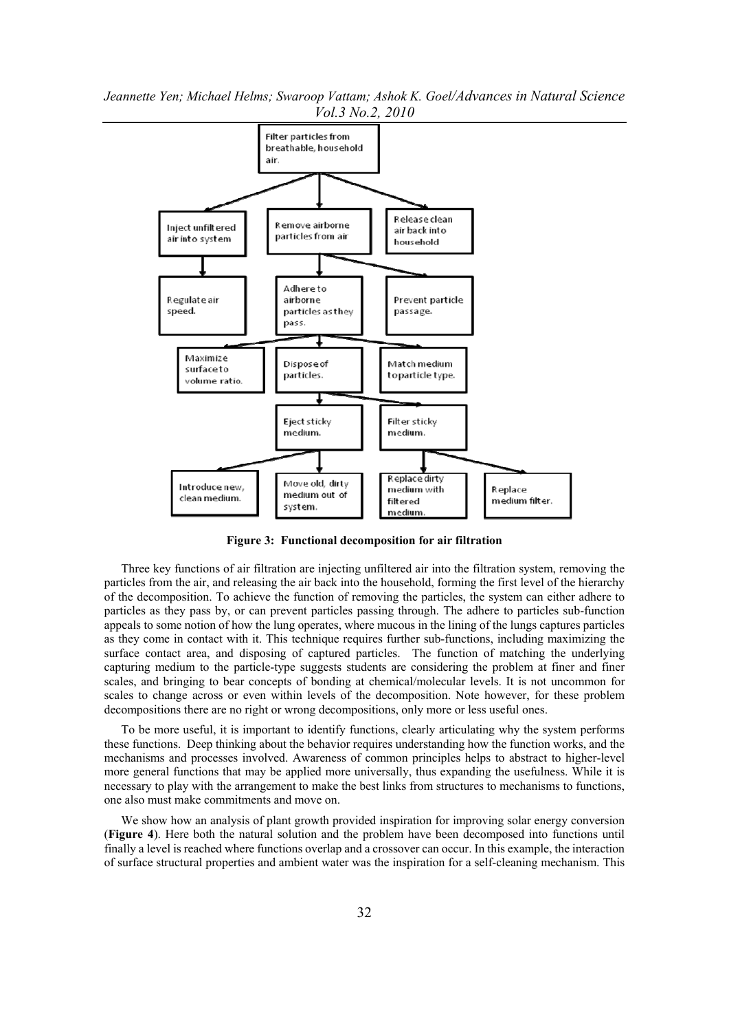Filter particles from breathable, household air.

Inject unfiltered air into system

Remove airborne particles from air

Release clean air back into household

Regulate air speed.

Adhere to airborne particles as they pass.

Prevent particle passage.

Maximize surface to volume ratio.

Dispose of particles.

Match medium to particle type.

Eject sticky medium.

Filter sticky medium.

Introduce new, clean medium.

Move old, dirty medium out of system.

Replace dirty medium with filtered medium.

Replace medium filter.

**Figure 3: Functional decomposition for air filtration**

Three key functions of air filtration are injecting unfiltered air into the filtration system, removing the particles from the air, and releasing the air back into the household, forming the first level of the hierarchy of the decomposition. To achieve the function of removing the particles, the system can either adhere to particles as they pass by, or can prevent particles passing through. The adhere to particles sub-function appeals to some notion of how the lung operates, where mucous in the lining of the lungs captures particles as they come in contact with it. This technique requires further sub-functions, including maximizing the surface contact area, and disposing of captured particles. The function of matching the underlying capturing medium to the particle-type suggests students are considering the problem at finer and finer scales, and bringing to bear concepts of bonding at chemical/molecular levels. It is not uncommon for scales to change across or even within levels of the decomposition. Note however, for these problem decompositions there are no right or wrong decompositions, only more or less useful ones.

To be more useful, it is important to identify functions, clearly articulating why the system performs these functions. Deep thinking about the behavior requires understanding how the function works, and the mechanisms and processes involved. Awareness of common principles helps to abstract to higher-level more general functions that may be applied more universally, thus expanding the usefulness. While it is necessary to play with the arrangement to make the best links from structures to mechanisms to functions, one also must make commitments and move on.

We show how an analysis of plant growth provided inspiration for improving solar energy conversion (**Figure 4**). Here both the natural solution and the problem have been decomposed into functions until finally a level is reached where functions overlap and a crossover can occur. In this example, the interaction of surface structural properties and ambient water was the inspiration for a self-cleaning mechanism. This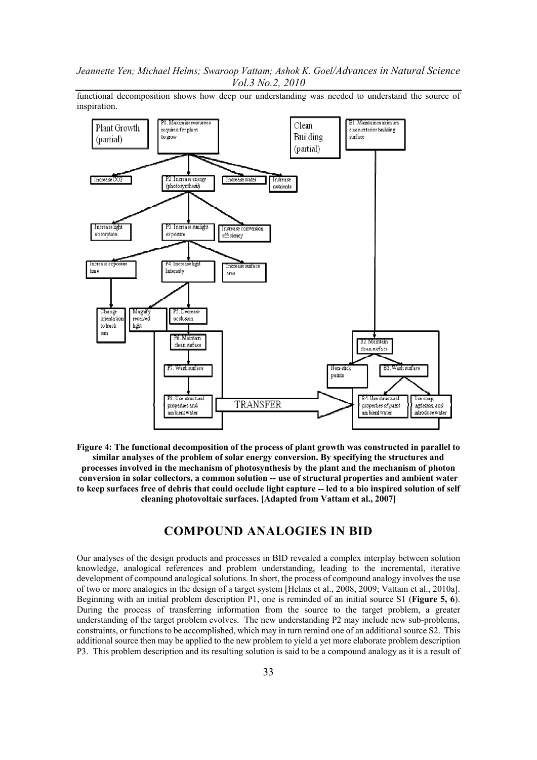functional decomposition shows how deep our understanding was needed to understand the source of inspiration.

Plant Growth (partial)

P1. Maximize resources required for plant to grow

Clean Building (partial)

B1. Maintain maximum clean exterior building surface

Increase CO2

P2. Increase energy (photosynthesis)

Increase water

Increase nutrients

Increase light absorption

P3. Increase sunlight exposure

Increase conversion efficiency

Increase exposure time

P4. Increase light Intensity

Increase surface area

Change orientation to track sun

Magnify received light

P5. Decrease occlusion

P6. Maintain clean surface

P7. Wash surface

P8. Use structural properties and ambient water

TRANSFER

B2. Maintain clean surface

Non-stick paints

B3. Wash surface

B4. Use structural properties of paint ambient water

Use soap, agitation, and introduce water

**Figure 4: The functional decomposition of the process of plant growth was constructed in parallel to similar analyses of the problem of solar energy conversion. By specifying the structures and processes involved in the mechanism of photosynthesis by the plant and the mechanism of photon conversion in solar collectors, a common solution -- use of structural properties and ambient water to keep surfaces free of debris that could occlude light capture -- led to a bio inspired solution of self cleaning photovoltaic surfaces. [Adapted from Vattam et al., 2007]**

## COMPOUND ANALOGIES IN BID

Our analyses of the design products and processes in BID revealed a complex interplay between solution knowledge, analogical references and problem understanding, leading to the incremental, iterative development of compound analogical solutions. In short, the process of compound analogy involves the use of two or more analogies in the design of a target system [Helms et al., 2008, 2009; Vattam et al., 2010a]. Beginning with an initial problem description P1, one is reminded of an initial source S1 (**Figure 5, 6**). During the process of transferring information from the source to the target problem, a greater understanding of the target problem evolves. The new understanding P2 may include new sub-problems, constraints, or functions to be accomplished, which may in turn remind one of an additional source S2. This additional source then may be applied to the new problem to yield a yet more elaborate problem description P3. This problem description and its resulting solution is said to be a compound analogy as it is a result of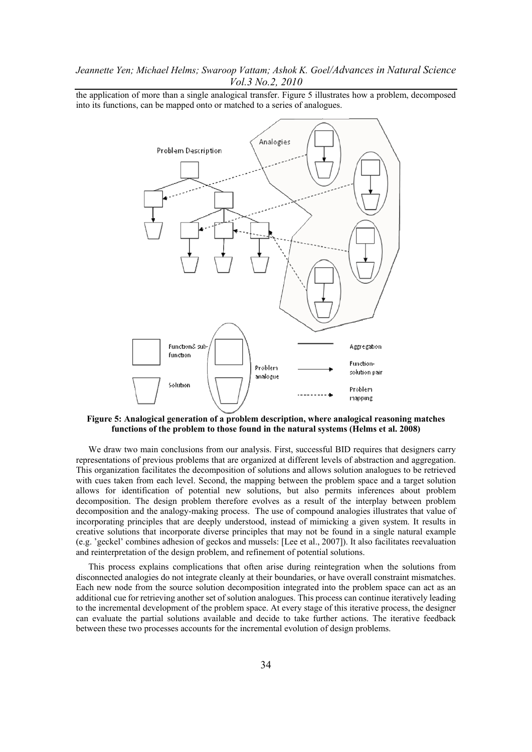the application of more than a single analogical transfer. Figure 5 illustrates how a problem, decomposed into its functions, can be mapped onto or matched to a series of analogues.

Analogies

Problem Description

Function& sub-function

Solution

Problem analogue

Aggregation

Function-solution pair

Problem mapping

**Figure 5: Analogical generation of a problem description, where analogical reasoning matches functions of the problem to those found in the natural systems (Helms et al. 2008)**

We draw two main conclusions from our analysis. First, successful BID requires that designers carry representations of previous problems that are organized at different levels of abstraction and aggregation. This organization facilitates the decomposition of solutions and allows solution analogues to be retrieved with cues taken from each level. Second, the mapping between the problem space and a target solution allows for identification of potential new solutions, but also permits inferences about problem decomposition. The design problem therefore evolves as a result of the interplay between problem decomposition and the analogy-making process. The use of compound analogies illustrates that value of incorporating principles that are deeply understood, instead of mimicking a given system. It results in creative solutions that incorporate diverse principles that may not be found in a single natural example (e.g. 'geckel' combines adhesion of geckos and mussels: [Lee et al., 2007]). It also facilitates reevaluation and reinterpretation of the design problem, and refinement of potential solutions.

This process explains complications that often arise during reintegration when the solutions from disconnected analogies do not integrate cleanly at their boundaries, or have overall constraint mismatches. Each new node from the source solution decomposition integrated into the problem space can act as an additional cue for retrieving another set of solution analogues. This process can continue iteratively leading to the incremental development of the problem space. At every stage of this iterative process, the designer can evaluate the partial solutions available and decide to take further actions. The iterative feedback between these two processes accounts for the incremental evolution of design problems.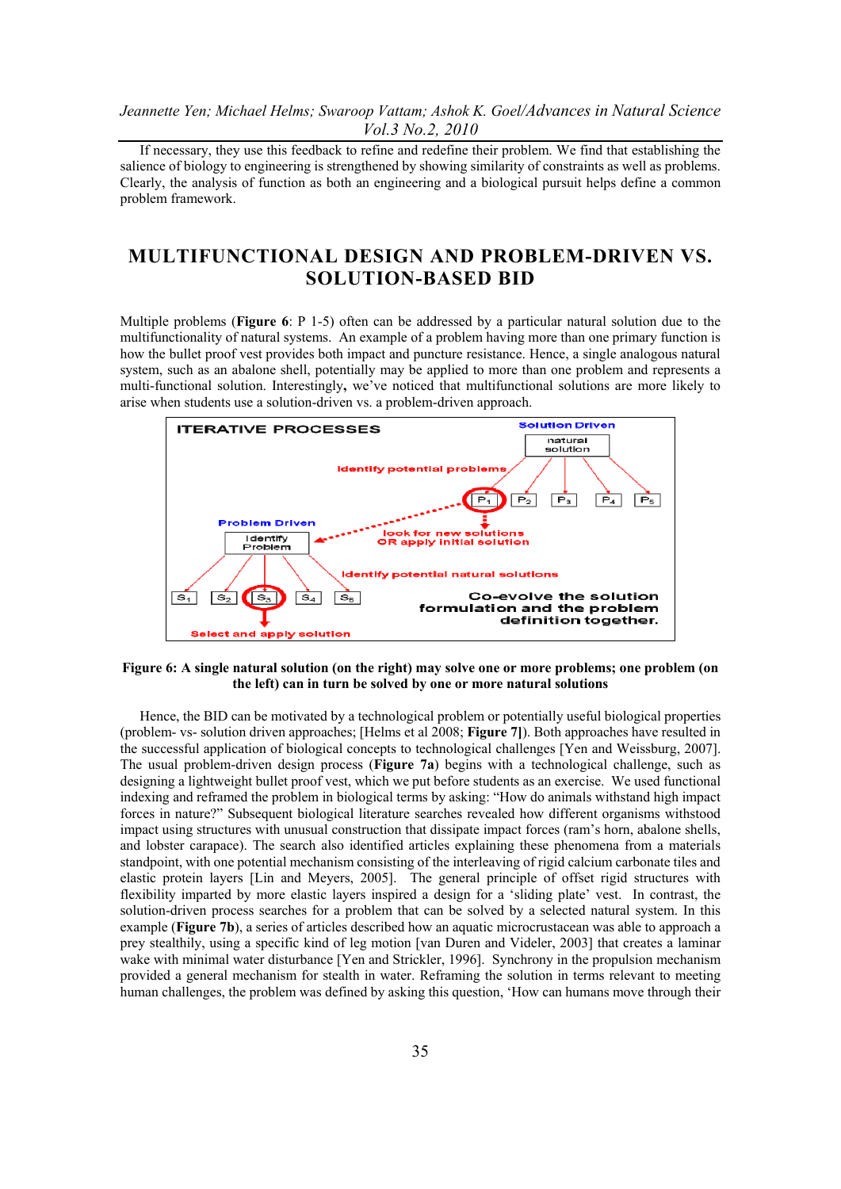If necessary, they use this feedback to refine and redefine their problem. We find that establishing the salience of biology to engineering is strengthened by showing similarity of constraints as well as problems. Clearly, the analysis of function as both an engineering and a biological pursuit helps define a common problem framework.

## MULTIFUNCTIONAL DESIGN AND PROBLEM-DRIVEN VS. SOLUTION-BASED BID

Multiple problems (**Figure 6**: P 1-5) often can be addressed by a particular natural solution due to the multifunctionality of natural systems. An example of a problem having more than one primary function is how the bullet proof vest provides both impact and puncture resistance. Hence, a single analogous natural system, such as an abalone shell, potentially may be applied to more than one problem and represents a multi-functional solution. Interestingly**,** we've noticed that multifunctional solutions are more likely to arise when students use a solution-driven vs. a problem-driven approach.

ITERATIVE PROCESSES

Solution Driven

natural solution

Identify potential problems

$P_1$ $P_2$ $P_3$ $P_4$ $P_5$

Problem Driven

Identify Problem

look for new solutions OR apply initial solution

Identify potential natural solutions

$S_1$ $S_2$ $S_3$ $S_4$ $S_5$

Co-evolve the solution formulation and the problem definition together.

Select and apply solution

**Figure 6: A single natural solution (on the right) may solve one or more problems; one problem (on the left) can in turn be solved by one or more natural solutions**

Hence, the BID can be motivated by a technological problem or potentially useful biological properties (problem- vs- solution driven approaches; [Helms et al 2008; **Figure 7**]). Both approaches have resulted in the successful application of biological concepts to technological challenges [Yen and Weissburg, 2007]. The usual problem-driven design process (**Figure 7a**) begins with a technological challenge, such as designing a lightweight bullet proof vest, which we put before students as an exercise. We used functional indexing and reframed the problem in biological terms by asking: "How do animals withstand high impact forces in nature?" Subsequent biological literature searches revealed how different organisms withstood impact using structures with unusual construction that dissipate impact forces (ram's horn, abalone shells, and lobster carapace). The search also identified articles explaining these phenomena from a materials standpoint, with one potential mechanism consisting of the interleaving of rigid calcium carbonate tiles and elastic protein layers [Lin and Meyers, 2005]. The general principle of offset rigid structures with flexibility imparted by more elastic layers inspired a design for a 'sliding plate' vest. In contrast, the solution-driven process searches for a problem that can be solved by a selected natural system. In this example (**Figure 7b**), a series of articles described how an aquatic microcrustacean was able to approach a prey stealthily, using a specific kind of leg motion [van Duren and Videler, 2003] that creates a laminar wake with minimal water disturbance [Yen and Strickler, 1996]. Synchrony in the propulsion mechanism provided a general mechanism for stealth in water. Reframing the solution in terms relevant to meeting human challenges, the problem was defined by asking this question, 'How can humans move through their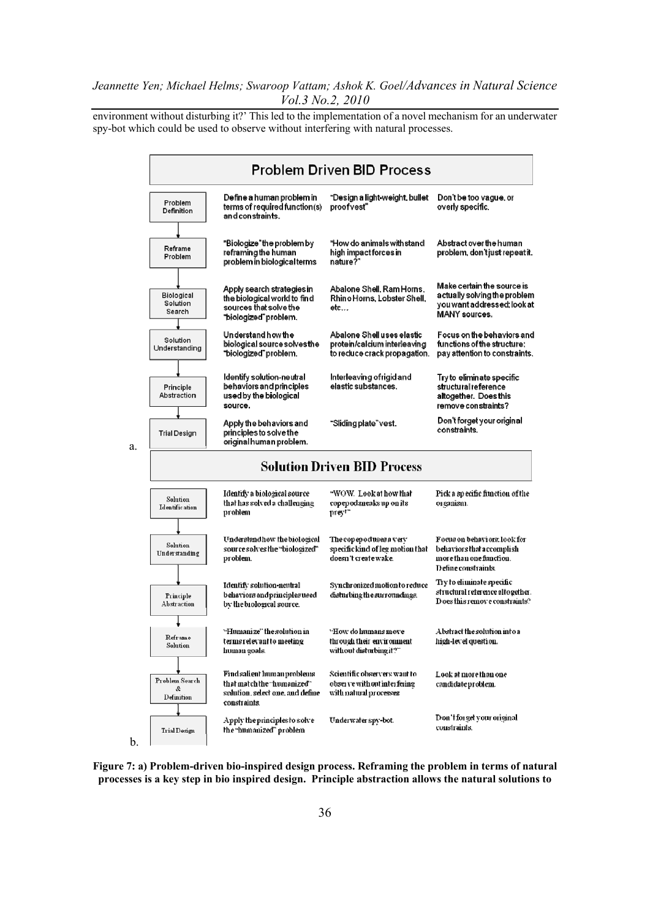environment without disturbing it?' This led to the implementation of a novel mechanism for an underwater spy-bot which could be used to observe without interfering with natural processes.

a.

**Problem Driven BID Process**

| | | | |
|---|---|---|---|
| Problem Definition | Define a human problem in terms of required function(s) and constraints. | "Design a light-weight, bullet proof vest" | Don't be too vague, or overly specific. |
| Reframe Problem | "Biologize" the problem by reframing the human problem in biological terms | "How do animals withstand high impact forces in nature?" | Abstract over the human problem, don't just repeat it. |
| Biological Solution Search | Apply search strategies in the biological world to find sources that solve the "biologized" problem. | Abalone Shell, Ram Horns, Rhino Horns, Lobster Shell, etc… | Make certain the source is actually solving the problem you want addressed; look at MANY sources. |
| Solution Understanding | Understand how the biological source solves the "biologized" problem. | Abalone Shell uses elastic protein/calcium interleaving to reduce crack propagation. | Focus on the behaviors and functions of the structure; pay attention to constraints. |
| Principle Abstraction | Identify solution-neutral behaviors and principles used by the biological source. | Interleaving of rigid and elastic substances. | Try to eliminate specific structural reference altogether. Does this remove constraints? |
| Trial Design | Apply the behaviors and principles to solve the original human problem. | "Sliding plate" vest. | Don't forget your original constraints. |

b.

**Solution Driven BID Process**

| | | | |
|---|---|---|---|
| Solution Identification | Identify a biological source that has solved a challenging problem | "WOW. Look at how that copepod sneaks up on its prey!" | Pick a specific function of the organism. |
| Solution Understanding | Understand how the biological source solves the "biologized" problem. | The copepod uses a very specific kind of leg motion that doesn't create wake. | Focus on behaviors; look for behaviors that accomplish more than one function. Define constraints. |
| Principle Abstraction | Identify solution-neutral behaviors and principles used by the biological source. | Synchronized motion to reduce disturbing the surroundings. | Try to eliminate specific structural reference altogether. Does this remove constraints? |
| Reframe Solution | "Humanize" the solution in terms relevant to meeting human goals. | "How do humans move through their environment without disturbing it?" | Abstract the solution into a high-level question. |
| Problem Search & Definition | Find salient human problems that match the "humanized" solution, select one, and define constraints. | Scientific observers want to observe without interfering with natural processes | Look at more than one candidate problem. |
| Trial Design | Apply the principles to solve the "humanized" problem | Underwater spy-bot. | Don't forget your original constraints. |

**Figure 7: a) Problem-driven bio-inspired design process. Reframing the problem in terms of natural processes is a key step in bio inspired design. Principle abstraction allows the natural solutions to**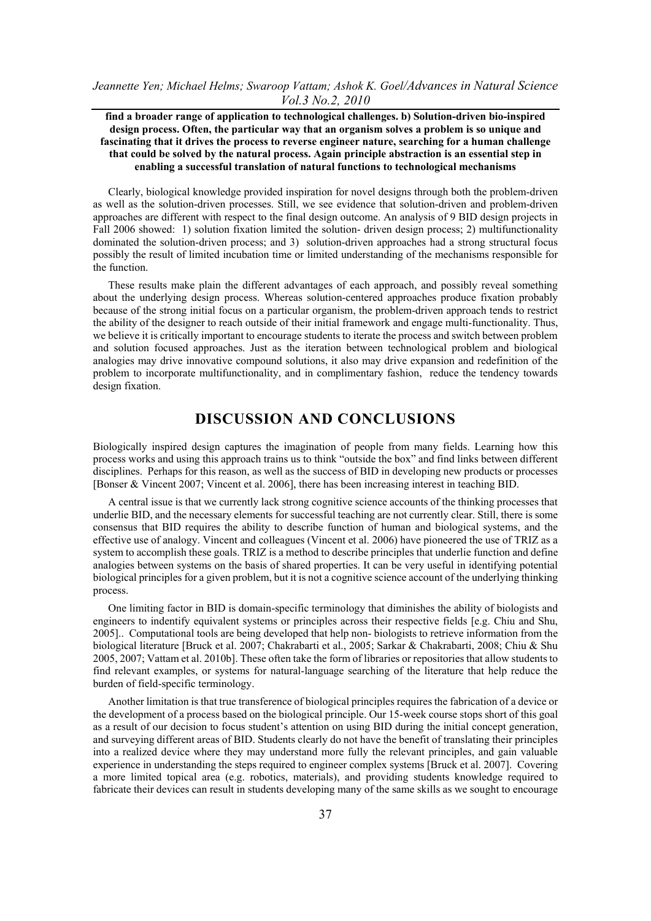**find a broader range of application to technological challenges. b) Solution-driven bio-inspired design process. Often, the particular way that an organism solves a problem is so unique and fascinating that it drives the process to reverse engineer nature, searching for a human challenge that could be solved by the natural process. Again principle abstraction is an essential step in enabling a successful translation of natural functions to technological mechanisms**

Clearly, biological knowledge provided inspiration for novel designs through both the problem-driven as well as the solution-driven processes. Still, we see evidence that solution-driven and problem-driven approaches are different with respect to the final design outcome. An analysis of 9 BID design projects in Fall 2006 showed: 1) solution fixation limited the solution- driven design process; 2) multifunctionality dominated the solution-driven process; and 3) solution-driven approaches had a strong structural focus possibly the result of limited incubation time or limited understanding of the mechanisms responsible for the function.

These results make plain the different advantages of each approach, and possibly reveal something about the underlying design process. Whereas solution-centered approaches produce fixation probably because of the strong initial focus on a particular organism, the problem-driven approach tends to restrict the ability of the designer to reach outside of their initial framework and engage multi-functionality. Thus, we believe it is critically important to encourage students to iterate the process and switch between problem and solution focused approaches. Just as the iteration between technological problem and biological analogies may drive innovative compound solutions, it also may drive expansion and redefinition of the problem to incorporate multifunctionality, and in complimentary fashion, reduce the tendency towards design fixation.

## DISCUSSION AND CONCLUSIONS

Biologically inspired design captures the imagination of people from many fields. Learning how this process works and using this approach trains us to think "outside the box" and find links between different disciplines. Perhaps for this reason, as well as the success of BID in developing new products or processes [Bonser & Vincent 2007; Vincent et al. 2006], there has been increasing interest in teaching BID.

A central issue is that we currently lack strong cognitive science accounts of the thinking processes that underlie BID, and the necessary elements for successful teaching are not currently clear. Still, there is some consensus that BID requires the ability to describe function of human and biological systems, and the effective use of analogy. Vincent and colleagues (Vincent et al. 2006) have pioneered the use of TRIZ as a system to accomplish these goals. TRIZ is a method to describe principles that underlie function and define analogies between systems on the basis of shared properties. It can be very useful in identifying potential biological principles for a given problem, but it is not a cognitive science account of the underlying thinking process.

One limiting factor in BID is domain-specific terminology that diminishes the ability of biologists and engineers to indentify equivalent systems or principles across their respective fields [e.g. Chiu and Shu, 2005].. Computational tools are being developed that help non- biologists to retrieve information from the biological literature [Bruck et al. 2007; Chakrabarti et al., 2005; Sarkar & Chakrabarti, 2008; Chiu & Shu 2005, 2007; Vattam et al. 2010b]. These often take the form of libraries or repositories that allow students to find relevant examples, or systems for natural-language searching of the literature that help reduce the burden of field-specific terminology.

Another limitation is that true transference of biological principles requires the fabrication of a device or the development of a process based on the biological principle. Our 15-week course stops short of this goal as a result of our decision to focus student's attention on using BID during the initial concept generation, and surveying different areas of BID. Students clearly do not have the benefit of translating their principles into a realized device where they may understand more fully the relevant principles, and gain valuable experience in understanding the steps required to engineer complex systems [Bruck et al. 2007]. Covering a more limited topical area (e.g. robotics, materials), and providing students knowledge required to fabricate their devices can result in students developing many of the same skills as we sought to encourage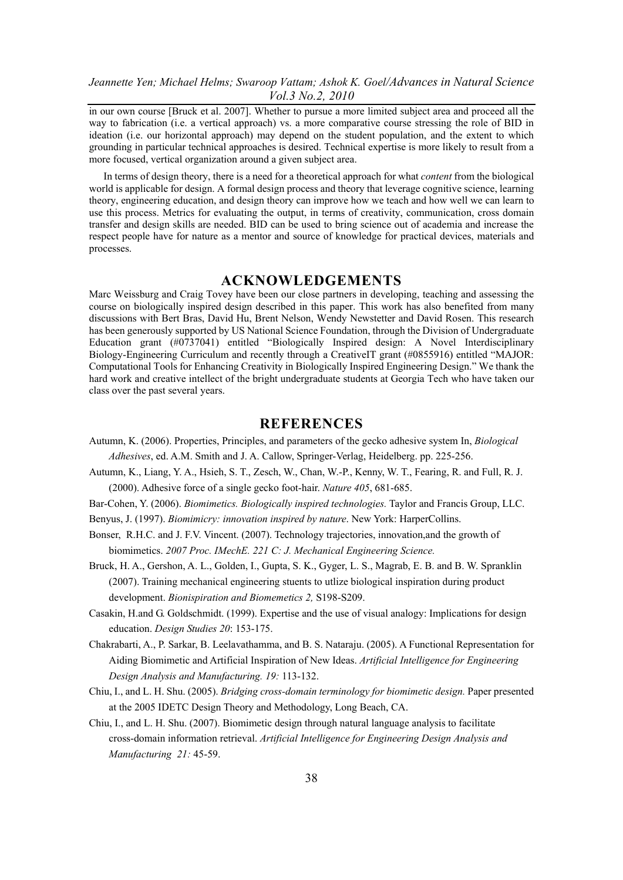in our own course [Bruck et al. 2007]. Whether to pursue a more limited subject area and proceed all the way to fabrication (i.e. a vertical approach) vs. a more comparative course stressing the role of BID in ideation (i.e. our horizontal approach) may depend on the student population, and the extent to which grounding in particular technical approaches is desired. Technical expertise is more likely to result from a more focused, vertical organization around a given subject area.

In terms of design theory, there is a need for a theoretical approach for what *content* from the biological world is applicable for design. A formal design process and theory that leverage cognitive science, learning theory, engineering education, and design theory can improve how we teach and how well we can learn to use this process. Metrics for evaluating the output, in terms of creativity, communication, cross domain transfer and design skills are needed. BID can be used to bring science out of academia and increase the respect people have for nature as a mentor and source of knowledge for practical devices, materials and processes.

## ACKNOWLEDGEMENTS

Marc Weissburg and Craig Tovey have been our close partners in developing, teaching and assessing the course on biologically inspired design described in this paper. This work has also benefited from many discussions with Bert Bras, David Hu, Brent Nelson, Wendy Newstetter and David Rosen. This research has been generously supported by US National Science Foundation, through the Division of Undergraduate Education grant (#0737041) entitled "Biologically Inspired design: A Novel Interdisciplinary Biology-Engineering Curriculum and recently through a CreativeIT grant (#0855916) entitled "MAJOR: Computational Tools for Enhancing Creativity in Biologically Inspired Engineering Design." We thank the hard work and creative intellect of the bright undergraduate students at Georgia Tech who have taken our class over the past several years.

## REFERENCES

Autumn, K. (2006). Properties, Principles, and parameters of the gecko adhesive system In, *Biological Adhesives*, ed. A.M. Smith and J. A. Callow, Springer-Verlag, Heidelberg. pp. 225-256.

Autumn, K., Liang, Y. A., Hsieh, S. T., Zesch, W., Chan, W.-P., Kenny, W. T., Fearing, R. and Full, R. J. (2000). Adhesive force of a single gecko foot-hair. *Nature 405*, 681-685.

Bar-Cohen, Y. (2006). *Biomimetics. Biologically inspired technologies.* Taylor and Francis Group, LLC.

Benyus, J. (1997). *Biomimicry: innovation inspired by nature*. New York: HarperCollins.

Bonser, R.H.C. and J. F.V. Vincent. (2007). Technology trajectories, innovation,and the growth of biomimetics. *2007 Proc. IMechE. 221 C: J. Mechanical Engineering Science.*

Bruck, H. A., Gershon, A. L., Golden, I., Gupta, S. K., Gyger, L. S., Magrab, E. B. and B. W. Spranklin (2007). Training mechanical engineering stuents to utlize biological inspiration during product development. *Bionispiration and Biomemetics 2,* S198-S209.

Casakin, H.and G. Goldschmidt. (1999). Expertise and the use of visual analogy: Implications for design education. *Design Studies 20*: 153-175.

Chakrabarti, A., P. Sarkar, B. Leelavathamma, and B. S. Nataraju. (2005). A Functional Representation for Aiding Biomimetic and Artificial Inspiration of New Ideas. *Artificial Intelligence for Engineering Design Analysis and Manufacturing. 19:* 113-132.

Chiu, I., and L. H. Shu. (2005). *Bridging cross-domain terminology for biomimetic design.* Paper presented at the 2005 IDETC Design Theory and Methodology, Long Beach, CA.

Chiu, I., and L. H. Shu. (2007). Biomimetic design through natural language analysis to facilitate cross-domain information retrieval. *Artificial Intelligence for Engineering Design Analysis and Manufacturing 21:* 45-59.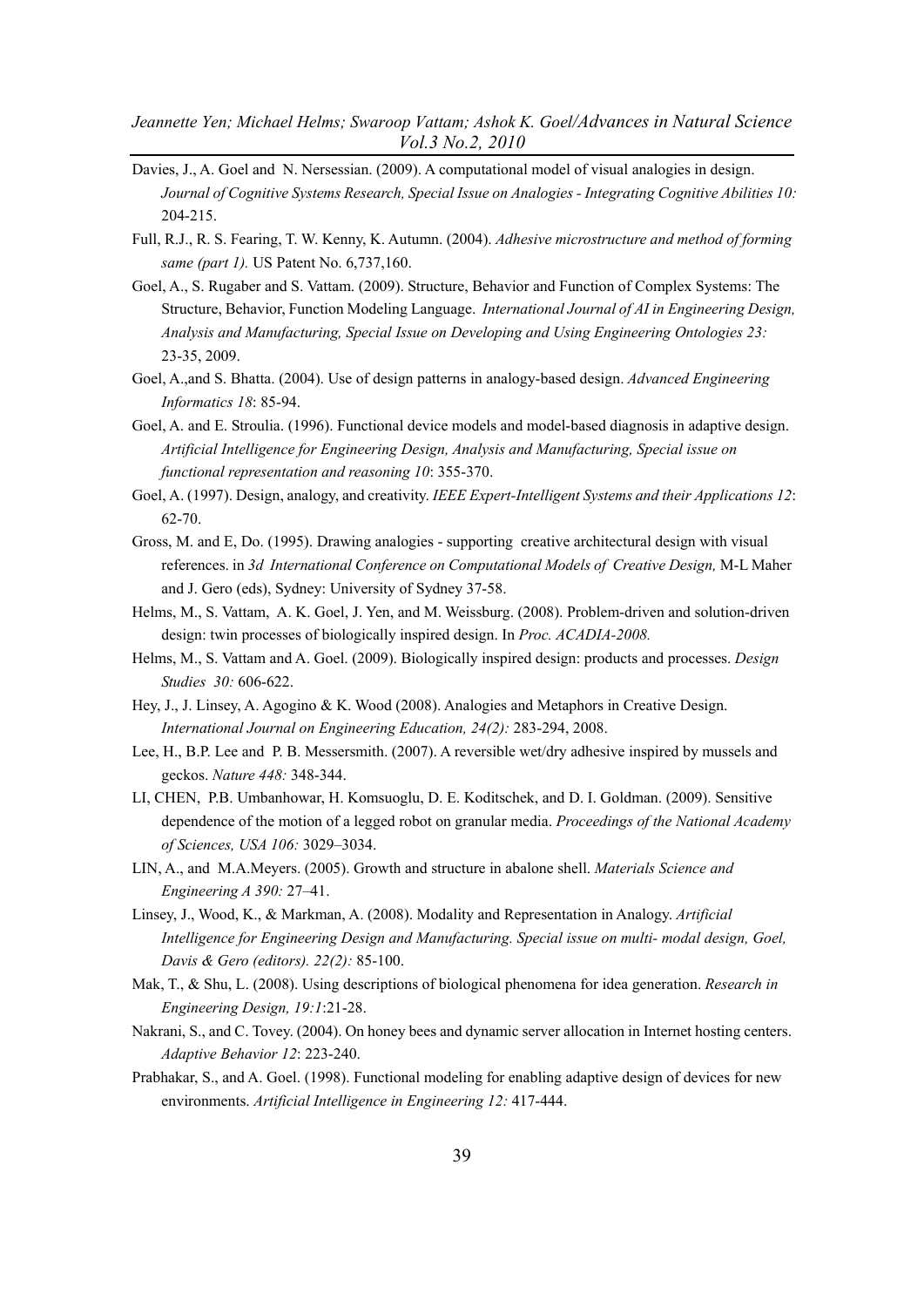Davies, J., A. Goel and N. Nersessian. (2009). A computational model of visual analogies in design. *Journal of Cognitive Systems Research, Special Issue on Analogies - Integrating Cognitive Abilities 10:* 204-215.

Full, R.J., R. S. Fearing, T. W. Kenny, K. Autumn. (2004). *Adhesive microstructure and method of forming same (part 1).* US Patent No. 6,737,160.

Goel, A., S. Rugaber and S. Vattam. (2009). Structure, Behavior and Function of Complex Systems: The Structure, Behavior, Function Modeling Language. *International Journal of AI in Engineering Design, Analysis and Manufacturing, Special Issue on Developing and Using Engineering Ontologies 23:* 23-35, 2009.

Goel, A.,and S. Bhatta. (2004). Use of design patterns in analogy-based design. *Advanced Engineering Informatics 18*: 85-94.

Goel, A. and E. Stroulia. (1996). Functional device models and model-based diagnosis in adaptive design. *Artificial Intelligence for Engineering Design, Analysis and Manufacturing, Special issue on functional representation and reasoning 10*: 355-370.

Goel, A. (1997). Design, analogy, and creativity. *IEEE Expert-Intelligent Systems and their Applications 12*: 62-70.

Gross, M. and E, Do. (1995). Drawing analogies - supporting creative architectural design with visual references. in *3d International Conference on Computational Models of Creative Design,* M-L Maher and J. Gero (eds), Sydney: University of Sydney 37-58.

Helms, M., S. Vattam, A. K. Goel, J. Yen, and M. Weissburg. (2008). Problem-driven and solution-driven design: twin processes of biologically inspired design. In *Proc. ACADIA-2008.*

Helms, M., S. Vattam and A. Goel. (2009). Biologically inspired design: products and processes. *Design Studies 30:* 606-622.

Hey, J., J. Linsey, A. Agogino & K. Wood (2008). Analogies and Metaphors in Creative Design. *International Journal on Engineering Education, 24(2):* 283-294, 2008.

Lee, H., B.P. Lee and P. B. Messersmith. (2007). A reversible wet/dry adhesive inspired by mussels and geckos. *Nature 448:* 348-344.

LI, CHEN, P.B. Umbanhowar, H. Komsuoglu, D. E. Koditschek, and D. I. Goldman. (2009). Sensitive dependence of the motion of a legged robot on granular media. *Proceedings of the National Academy of Sciences, USA 106:* 3029–3034.

LIN, A., and M.A.Meyers. (2005). Growth and structure in abalone shell. *Materials Science and Engineering A 390:* 27–41.

Linsey, J., Wood, K., & Markman, A. (2008). Modality and Representation in Analogy. *Artificial Intelligence for Engineering Design and Manufacturing. Special issue on multi- modal design, Goel, Davis & Gero (editors). 22(2):* 85-100.

Mak, T., & Shu, L. (2008). Using descriptions of biological phenomena for idea generation. *Research in Engineering Design, 19:1*:21-28.

Nakrani, S., and C. Tovey. (2004). On honey bees and dynamic server allocation in Internet hosting centers. *Adaptive Behavior 12*: 223-240.

Prabhakar, S., and A. Goel. (1998). Functional modeling for enabling adaptive design of devices for new environments. *Artificial Intelligence in Engineering 12:* 417-444.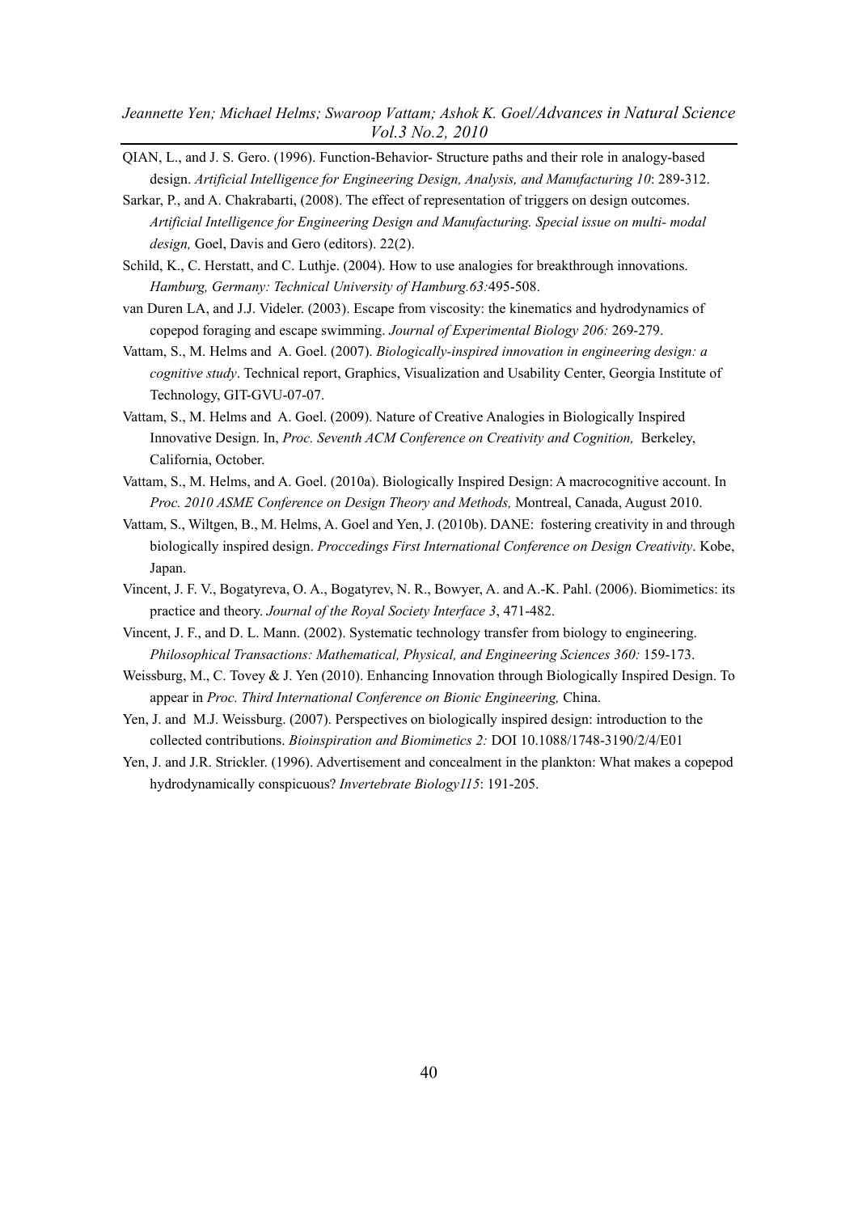QIAN, L., and J. S. Gero. (1996). Function-Behavior- Structure paths and their role in analogy-based design. *Artificial Intelligence for Engineering Design, Analysis, and Manufacturing 10*: 289-312.

Sarkar, P., and A. Chakrabarti, (2008). The effect of representation of triggers on design outcomes. *Artificial Intelligence for Engineering Design and Manufacturing. Special issue on multi- modal design,* Goel, Davis and Gero (editors). 22(2).

Schild, K., C. Herstatt, and C. Luthje. (2004). How to use analogies for breakthrough innovations. *Hamburg, Germany: Technical University of Hamburg.63:*495-508.

van Duren LA, and J.J. Videler. (2003). Escape from viscosity: the kinematics and hydrodynamics of copepod foraging and escape swimming. *Journal of Experimental Biology 206:* 269-279.

Vattam, S., M. Helms and A. Goel. (2007). *Biologically-inspired innovation in engineering design: a cognitive study*. Technical report, Graphics, Visualization and Usability Center, Georgia Institute of Technology, GIT-GVU-07-07.

Vattam, S., M. Helms and A. Goel. (2009). Nature of Creative Analogies in Biologically Inspired Innovative Design. In, *Proc. Seventh ACM Conference on Creativity and Cognition,* Berkeley, California, October.

Vattam, S., M. Helms, and A. Goel. (2010a). Biologically Inspired Design: A macrocognitive account. In *Proc. 2010 ASME Conference on Design Theory and Methods,* Montreal, Canada, August 2010.

Vattam, S., Wiltgen, B., M. Helms, A. Goel and Yen, J. (2010b). DANE: fostering creativity in and through biologically inspired design. *Proccedings First International Conference on Design Creativity*. Kobe, Japan.

Vincent, J. F. V., Bogatyreva, O. A., Bogatyrev, N. R., Bowyer, A. and A.-K. Pahl. (2006). Biomimetics: its practice and theory. *Journal of the Royal Society Interface 3*, 471-482.

Vincent, J. F., and D. L. Mann. (2002). Systematic technology transfer from biology to engineering. *Philosophical Transactions: Mathematical, Physical, and Engineering Sciences 360:* 159-173.

Weissburg, M., C. Tovey & J. Yen (2010). Enhancing Innovation through Biologically Inspired Design. To appear in *Proc. Third International Conference on Bionic Engineering,* China.

Yen, J. and M.J. Weissburg. (2007). Perspectives on biologically inspired design: introduction to the collected contributions. *Bioinspiration and Biomimetics 2:* DOI 10.1088/1748-3190/2/4/E01

Yen, J. and J.R. Strickler. (1996). Advertisement and concealment in the plankton: What makes a copepod hydrodynamically conspicuous? *Invertebrate Biology115*: 191-205.